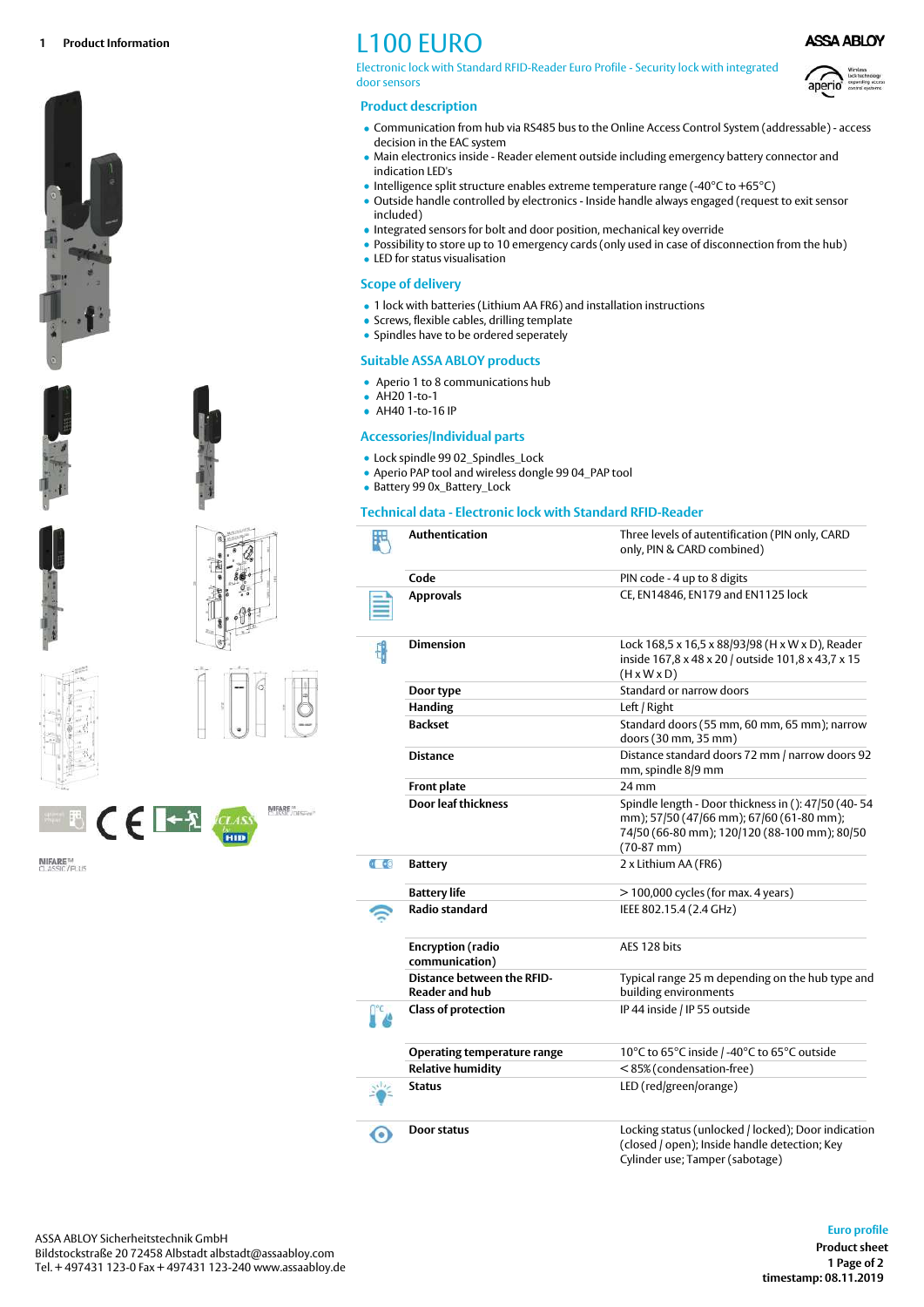1 Product Information

# L100 EURO

Electronic lock with Standard RFID-Reader Euro Profile - Security lock with integrated door sensors

## Product description

- Communication from hub via RS485 bus to the Online Access Control System (addressable) - access decision in the EAC system
- Main electronics inside - Reader element outside including emergency battery connector and indication LED's
- Intelligence split structure enables extreme temperature range (-40°C to +65°C)
- Outside handle controlled by electronics - Inside handle always engaged (request to exit sensor included)
- Integrated sensors for bolt and door position, mechanical key override
- Possibility to store up to 10 emergency cards (only used in case of disconnection from the hub)
- LED for status visualisation

## Scope of delivery

- 1 lock with batteries (Lithium AA FR6) and installation instructions
- Screws, flexible cables, drilling template
- Spindles have to be ordered seperately

## Suitable ASSA ABLOY products

- Aperio 1 to 8 communications hub
- AH20 1-to-1
- AH40 1-to-16 IP

## Accessories/Individual parts

- Lock spindle 99 02_Spindles_Lock
- Aperio PAP tool and wireless dongle 99 04_PAP tool
- Battery 99 0x_Battery_Lock

## Technical data - Electronic lock with Standard RFID-Reader

| | |
|---|---|
| **Authentication** | Three levels of autentification (PIN only, CARD only, PIN & CARD combined) |
| **Code** | PIN code - 4 up to 8 digits |
| **Approvals** | CE, EN14846, EN179 and EN1125 lock |
| **Dimension** | Lock 168,5 x 16,5 x 88/93/98 (H x W x D), Reader inside 167,8 x 48 x 20 / outside 101,8 x 43,7 x 15 (H x W x D) |
| **Door type** | Standard or narrow doors |
| **Handing** | Left / Right |
| **Backset** | Standard doors (55 mm, 60 mm, 65 mm); narrow doors (30 mm, 35 mm) |
| **Distance** | Distance standard doors 72 mm / narrow doors 92 mm, spindle 8/9 mm |
| **Front plate** | 24 mm |
| **Door leaf thickness** | Spindle length - Door thickness in (): 47/50 (40- 54 mm); 57/50 (47/66 mm); 67/60 (61-80 mm); 74/50 (66-80 mm); 120/120 (88-100 mm); 80/50 (70-87 mm) |
| **Battery** | 2 x Lithium AA (FR6) |
| **Battery life** | > 100,000 cycles (for max. 4 years) |
| **Radio standard** | IEEE 802.15.4 (2.4 GHz) |
| **Encryption (radio communication)** | AES 128 bits |
| **Distance between the RFID-Reader and hub** | Typical range 25 m depending on the hub type and building environments |
| **Class of protection** | IP 44 inside / IP 55 outside |
| **Operating temperature range** | 10°C to 65°C inside / -40°C to 65°C outside |
| **Relative humidity** | < 85% (condensation-free) |
| **Status** | LED (red/green/orange) |
| **Door status** | Locking status (unlocked / locked); Door indication (closed / open); Inside handle detection; Key Cylinder use; Tamper (sabotage) |

ASSA ABLOY Sicherheitstechnik GmbH
Bildstockstraße 20 72458 Albstadt albstadt@assaabloy.com
Tel. + 497431 123-0 Fax + 497431 123-240 www.assaabloy.de

Euro profile
Product sheet
timestamp: 08.11.2019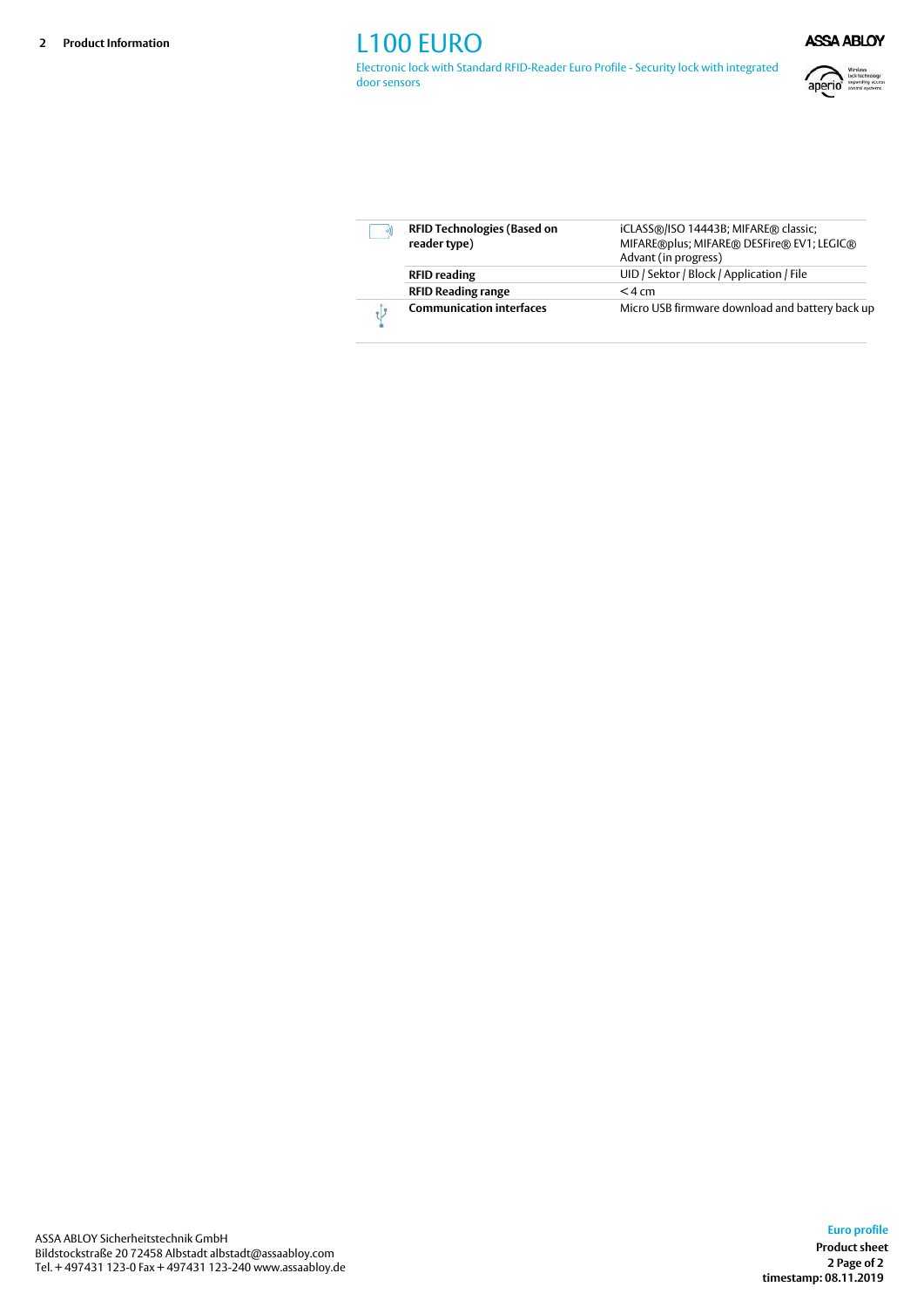# L100 EURO

Electronic lock with Standard RFID-Reader Euro Profile - Security lock with integrated door sensors

| | | |
|---|---|---|
| | **RFID Technologies (Based on reader type)** | iCLASS®/ISO 14443B; MIFARE® classic; MIFARE®plus; MIFARE® DESFire® EV1; LEGIC® Advant (in progress) |
| | **RFID reading** | UID / Sektor / Block / Application / File |
| | **RFID Reading range** | < 4 cm |
| | **Communication interfaces** | Micro USB firmware download and battery back up |

ASSA ABLOY Sicherheitstechnik GmbH
Bildstockstraße 20 72458 Albstadt albstadt@assaabloy.com
Tel. + 497431 123-0 Fax + 497431 123-240 www.assaabloy.de

**Euro profile**
**Product sheet**
**timestamp: 08.11.2019**